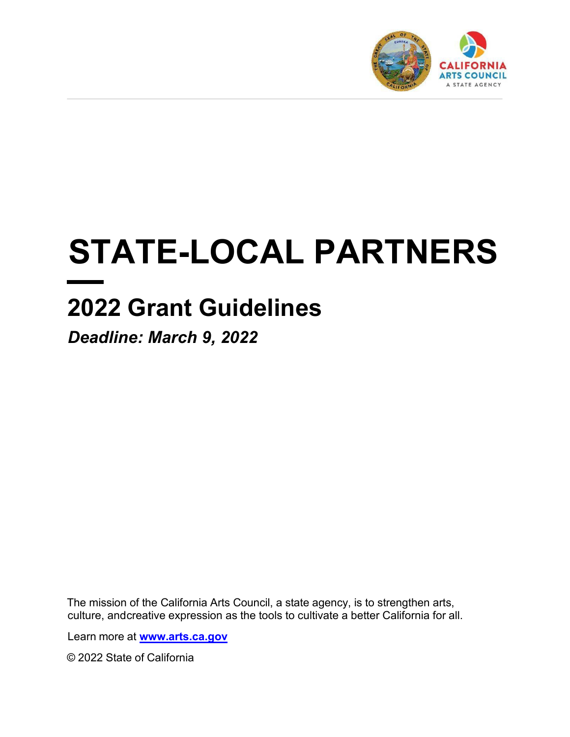# STATE-LOCAL PARTNERS

## 2022 Grant Guidelines

***Deadline: March 9, 2022***

The mission of the California Arts Council, a state agency, is to strengthen arts, culture, andcreative expression as the tools to cultivate a better California for all.

Learn more at **www.arts.ca.gov**

© 2022 State of California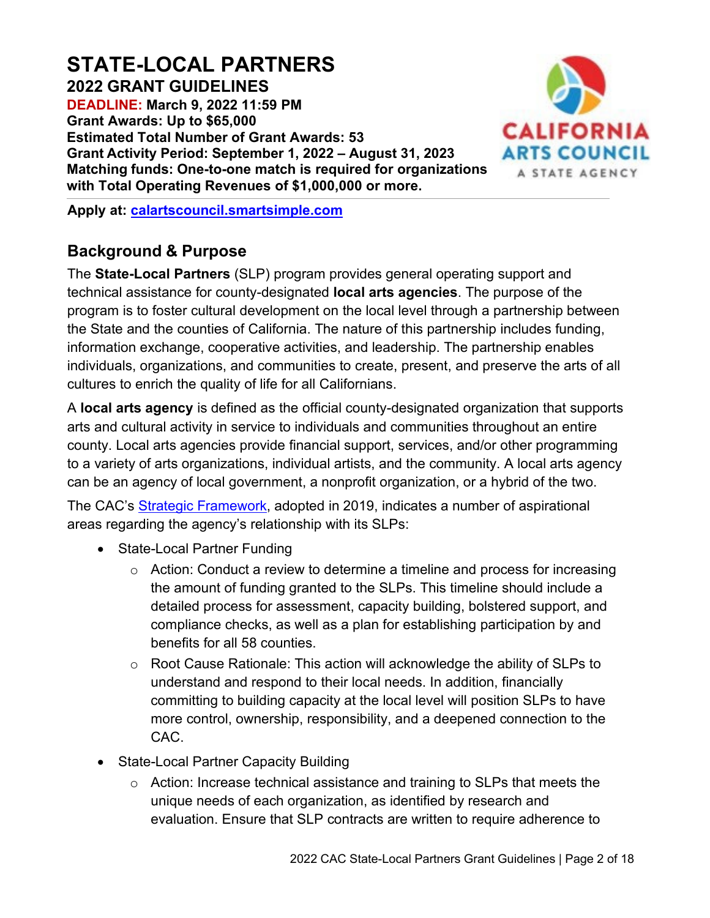# STATE-LOCAL PARTNERS

## 2022 GRANT GUIDELINES

**DEADLINE: March 9, 2022 11:59 PM**
**Grant Awards: Up to $65,000**
**Estimated Total Number of Grant Awards: 53**
**Grant Activity Period: September 1, 2022 – August 31, 2023**
**Matching funds: One-to-one match is required for organizations with Total Operating Revenues of $1,000,000 or more.**

**Apply at: [calartscouncil.smartsimple.com](calartscouncil.smartsimple.com)**

## Background & Purpose

The **State-Local Partners** (SLP) program provides general operating support and technical assistance for county-designated **local arts agencies**. The purpose of the program is to foster cultural development on the local level through a partnership between the State and the counties of California. The nature of this partnership includes funding, information exchange, cooperative activities, and leadership. The partnership enables individuals, organizations, and communities to create, present, and preserve the arts of all cultures to enrich the quality of life for all Californians.

A **local arts agency** is defined as the official county-designated organization that supports arts and cultural activity in service to individuals and communities throughout an entire county. Local arts agencies provide financial support, services, and/or other programming to a variety of arts organizations, individual artists, and the community. A local arts agency can be an agency of local government, a nonprofit organization, or a hybrid of the two.

The CAC's [Strategic Framework](Strategic Framework), adopted in 2019, indicates a number of aspirational areas regarding the agency's relationship with its SLPs:

- State-Local Partner Funding
  - Action: Conduct a review to determine a timeline and process for increasing the amount of funding granted to the SLPs. This timeline should include a detailed process for assessment, capacity building, bolstered support, and compliance checks, as well as a plan for establishing participation by and benefits for all 58 counties.
  - Root Cause Rationale: This action will acknowledge the ability of SLPs to understand and respond to their local needs. In addition, financially committing to building capacity at the local level will position SLPs to have more control, ownership, responsibility, and a deepened connection to the CAC.
- State-Local Partner Capacity Building
  - Action: Increase technical assistance and training to SLPs that meets the unique needs of each organization, as identified by research and evaluation. Ensure that SLP contracts are written to require adherence to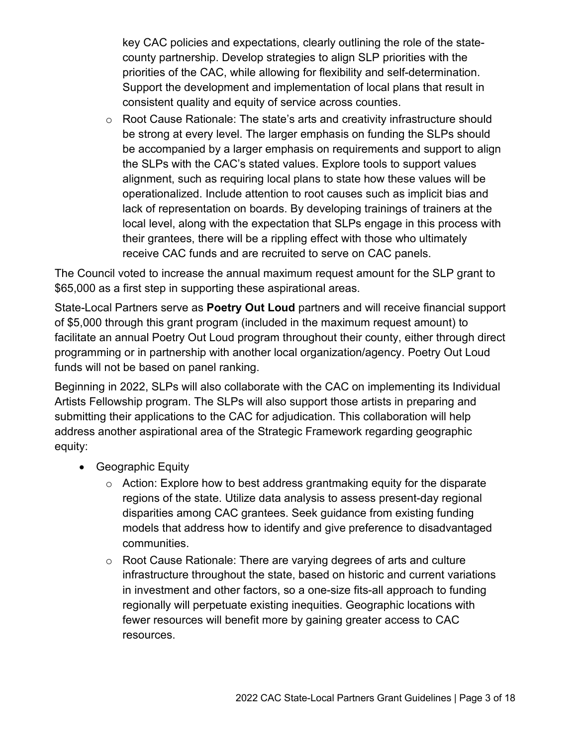key CAC policies and expectations, clearly outlining the role of the state-county partnership. Develop strategies to align SLP priorities with the priorities of the CAC, while allowing for flexibility and self-determination. Support the development and implementation of local plans that result in consistent quality and equity of service across counties.

    - Root Cause Rationale: The state's arts and creativity infrastructure should be strong at every level. The larger emphasis on funding the SLPs should be accompanied by a larger emphasis on requirements and support to align the SLPs with the CAC's stated values. Explore tools to support values alignment, such as requiring local plans to state how these values will be operationalized. Include attention to root causes such as implicit bias and lack of representation on boards. By developing trainings of trainers at the local level, along with the expectation that SLPs engage in this process with their grantees, there will be a rippling effect with those who ultimately receive CAC funds and are recruited to serve on CAC panels.

The Council voted to increase the annual maximum request amount for the SLP grant to $65,000 as a first step in supporting these aspirational areas.

State-Local Partners serve as **Poetry Out Loud** partners and will receive financial support of $5,000 through this grant program (included in the maximum request amount) to facilitate an annual Poetry Out Loud program throughout their county, either through direct programming or in partnership with another local organization/agency. Poetry Out Loud funds will not be based on panel ranking.

Beginning in 2022, SLPs will also collaborate with the CAC on implementing its Individual Artists Fellowship program. The SLPs will also support those artists in preparing and submitting their applications to the CAC for adjudication. This collaboration will help address another aspirational area of the Strategic Framework regarding geographic equity:

- Geographic Equity
    - Action: Explore how to best address grantmaking equity for the disparate regions of the state. Utilize data analysis to assess present-day regional disparities among CAC grantees. Seek guidance from existing funding models that address how to identify and give preference to disadvantaged communities.
    - Root Cause Rationale: There are varying degrees of arts and culture infrastructure throughout the state, based on historic and current variations in investment and other factors, so a one-size fits-all approach to funding regionally will perpetuate existing inequities. Geographic locations with fewer resources will benefit more by gaining greater access to CAC resources.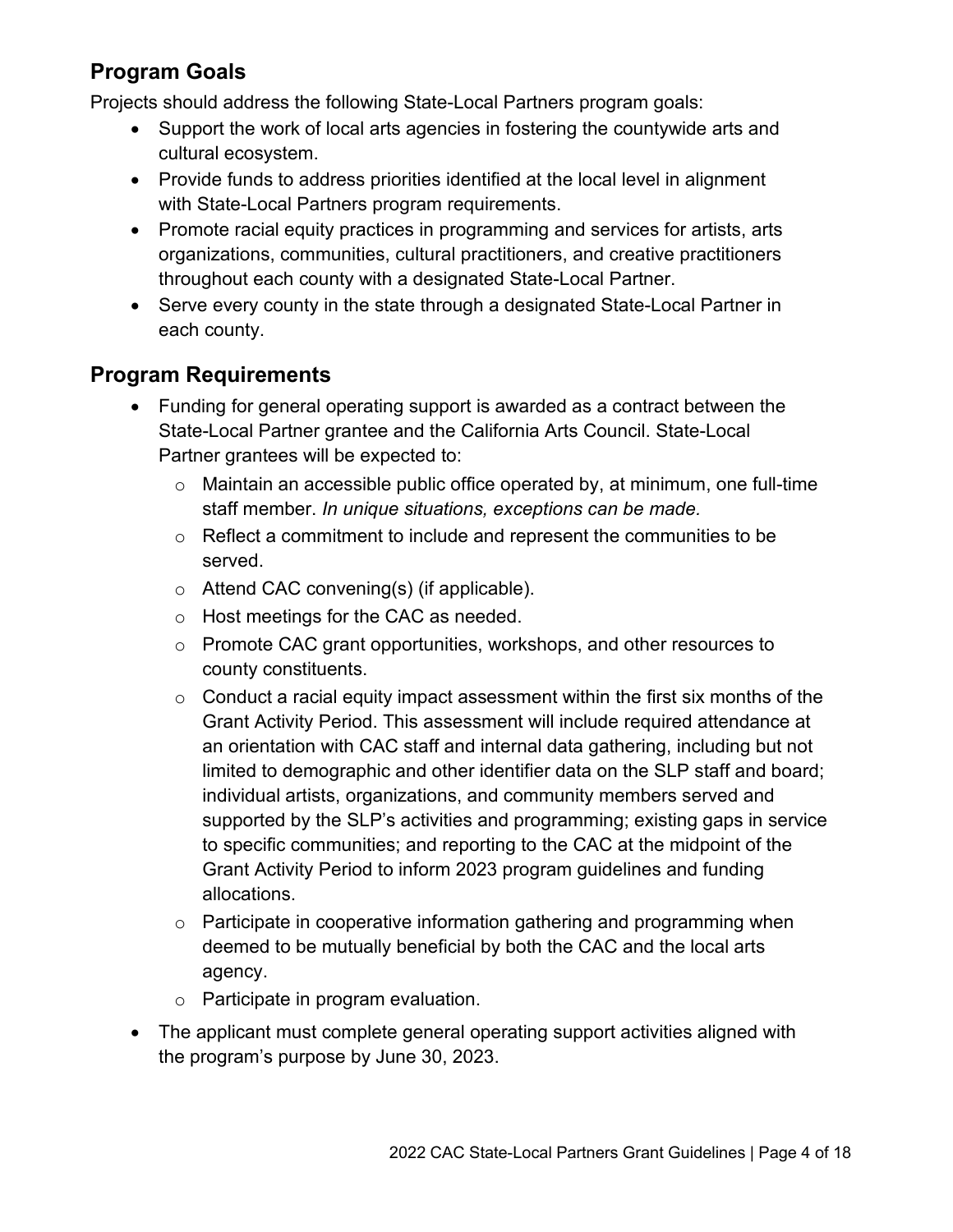## Program Goals

Projects should address the following State-Local Partners program goals:

- Support the work of local arts agencies in fostering the countywide arts and cultural ecosystem.
- Provide funds to address priorities identified at the local level in alignment with State-Local Partners program requirements.
- Promote racial equity practices in programming and services for artists, arts organizations, communities, cultural practitioners, and creative practitioners throughout each county with a designated State-Local Partner.
- Serve every county in the state through a designated State-Local Partner in each county.

## Program Requirements

- Funding for general operating support is awarded as a contract between the State-Local Partner grantee and the California Arts Council. State-Local Partner grantees will be expected to:
  - Maintain an accessible public office operated by, at minimum, one full-time staff member. *In unique situations, exceptions can be made.*
  - Reflect a commitment to include and represent the communities to be served.
  - Attend CAC convening(s) (if applicable).
  - Host meetings for the CAC as needed.
  - Promote CAC grant opportunities, workshops, and other resources to county constituents.
  - Conduct a racial equity impact assessment within the first six months of the Grant Activity Period. This assessment will include required attendance at an orientation with CAC staff and internal data gathering, including but not limited to demographic and other identifier data on the SLP staff and board; individual artists, organizations, and community members served and supported by the SLP's activities and programming; existing gaps in service to specific communities; and reporting to the CAC at the midpoint of the Grant Activity Period to inform 2023 program guidelines and funding allocations.
  - Participate in cooperative information gathering and programming when deemed to be mutually beneficial by both the CAC and the local arts agency.
  - Participate in program evaluation.
- The applicant must complete general operating support activities aligned with the program's purpose by June 30, 2023.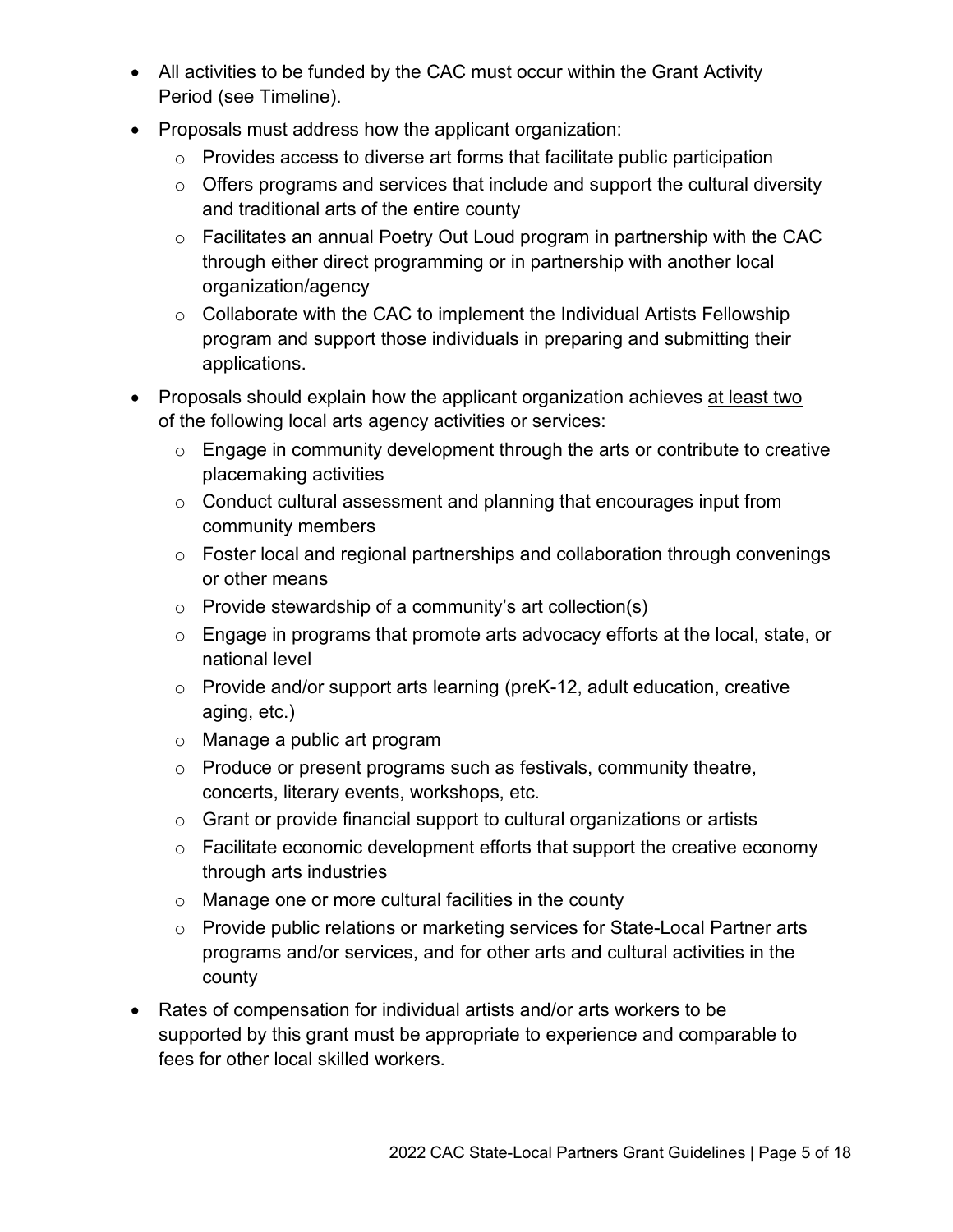- All activities to be funded by the CAC must occur within the Grant Activity Period (see Timeline).
- Proposals must address how the applicant organization:
  - Provides access to diverse art forms that facilitate public participation
  - Offers programs and services that include and support the cultural diversity and traditional arts of the entire county
  - Facilitates an annual Poetry Out Loud program in partnership with the CAC through either direct programming or in partnership with another local organization/agency
  - Collaborate with the CAC to implement the Individual Artists Fellowship program and support those individuals in preparing and submitting their applications.
- Proposals should explain how the applicant organization achieves <u>at least two</u> of the following local arts agency activities or services:
  - Engage in community development through the arts or contribute to creative placemaking activities
  - Conduct cultural assessment and planning that encourages input from community members
  - Foster local and regional partnerships and collaboration through convenings or other means
  - Provide stewardship of a community's art collection(s)
  - Engage in programs that promote arts advocacy efforts at the local, state, or national level
  - Provide and/or support arts learning (preK-12, adult education, creative aging, etc.)
  - Manage a public art program
  - Produce or present programs such as festivals, community theatre, concerts, literary events, workshops, etc.
  - Grant or provide financial support to cultural organizations or artists
  - Facilitate economic development efforts that support the creative economy through arts industries
  - Manage one or more cultural facilities in the county
  - Provide public relations or marketing services for State-Local Partner arts programs and/or services, and for other arts and cultural activities in the county
- Rates of compensation for individual artists and/or arts workers to be supported by this grant must be appropriate to experience and comparable to fees for other local skilled workers.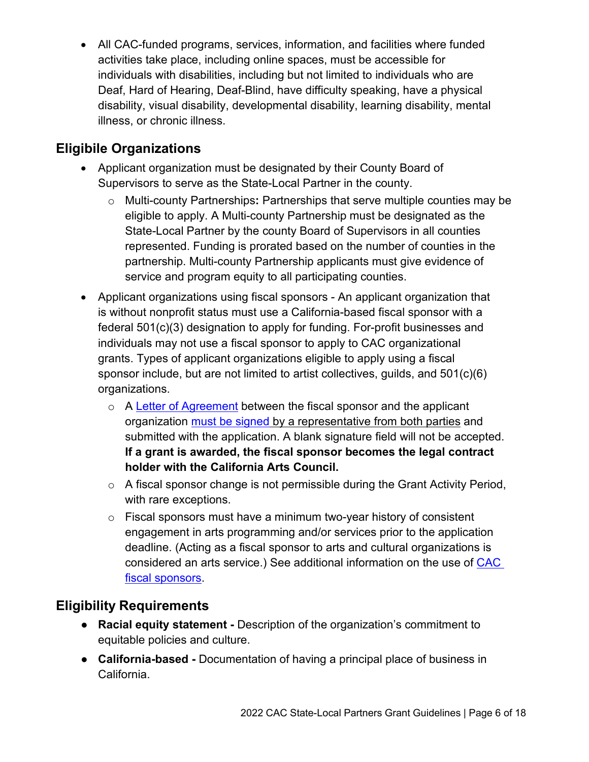- All CAC-funded programs, services, information, and facilities where funded activities take place, including online spaces, must be accessible for individuals with disabilities, including but not limited to individuals who are Deaf, Hard of Hearing, Deaf-Blind, have difficulty speaking, have a physical disability, visual disability, developmental disability, learning disability, mental illness, or chronic illness.

## Eligibile Organizations

- Applicant organization must be designated by their County Board of Supervisors to serve as the State-Local Partner in the county.
  - Multi-county Partnerships**:** Partnerships that serve multiple counties may be eligible to apply. A Multi-county Partnership must be designated as the State-Local Partner by the county Board of Supervisors in all counties represented. Funding is prorated based on the number of counties in the partnership. Multi-county Partnership applicants must give evidence of service and program equity to all participating counties.
- Applicant organizations using fiscal sponsors - An applicant organization that is without nonprofit status must use a California-based fiscal sponsor with a federal 501(c)(3) designation to apply for funding. For-profit businesses and individuals may not use a fiscal sponsor to apply to CAC organizational grants. Types of applicant organizations eligible to apply using a fiscal sponsor include, but are not limited to artist collectives, guilds, and 501(c)(6) organizations.
  - A Letter of Agreement between the fiscal sponsor and the applicant organization must be signed by a representative from both parties and submitted with the application. A blank signature field will not be accepted. **If a grant is awarded, the fiscal sponsor becomes the legal contract holder with the California Arts Council.**
  - A fiscal sponsor change is not permissible during the Grant Activity Period, with rare exceptions.
  - Fiscal sponsors must have a minimum two-year history of consistent engagement in arts programming and/or services prior to the application deadline. (Acting as a fiscal sponsor to arts and cultural organizations is considered an arts service.) See additional information on the use of CAC fiscal sponsors.

## Eligibility Requirements

- **Racial equity statement -** Description of the organization's commitment to equitable policies and culture.
- **California-based -** Documentation of having a principal place of business in California.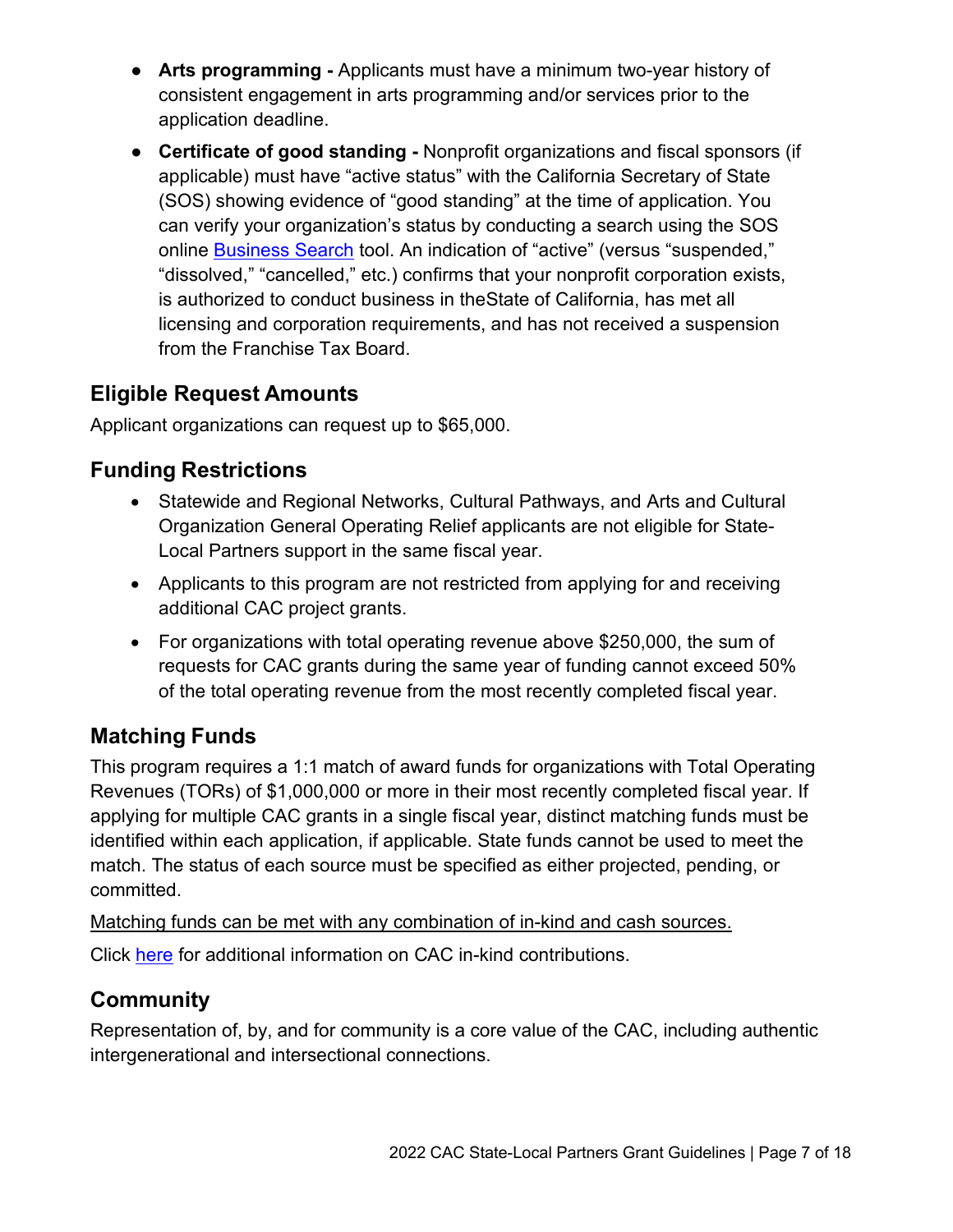- **Arts programming -** Applicants must have a minimum two-year history of consistent engagement in arts programming and/or services prior to the application deadline.
- **Certificate of good standing -** Nonprofit organizations and fiscal sponsors (if applicable) must have "active status" with the California Secretary of State (SOS) showing evidence of "good standing" at the time of application. You can verify your organization's status by conducting a search using the SOS online [Business Search](#) tool. An indication of "active" (versus "suspended," "dissolved," "cancelled," etc.) confirms that your nonprofit corporation exists, is authorized to conduct business in theState of California, has met all licensing and corporation requirements, and has not received a suspension from the Franchise Tax Board.

## Eligible Request Amounts

Applicant organizations can request up to $65,000.

## Funding Restrictions

- Statewide and Regional Networks, Cultural Pathways, and Arts and Cultural Organization General Operating Relief applicants are not eligible for State-Local Partners support in the same fiscal year.
- Applicants to this program are not restricted from applying for and receiving additional CAC project grants.
- For organizations with total operating revenue above $250,000, the sum of requests for CAC grants during the same year of funding cannot exceed 50% of the total operating revenue from the most recently completed fiscal year.

## Matching Funds

This program requires a 1:1 match of award funds for organizations with Total Operating Revenues (TORs) of $1,000,000 or more in their most recently completed fiscal year. If applying for multiple CAC grants in a single fiscal year, distinct matching funds must be identified within each application, if applicable. State funds cannot be used to meet the match. The status of each source must be specified as either projected, pending, or committed.

<u>Matching funds can be met with any combination of in-kind and cash sources.</u>

Click [here](#) for additional information on CAC in-kind contributions.

## Community

Representation of, by, and for community is a core value of the CAC, including authentic intergenerational and intersectional connections.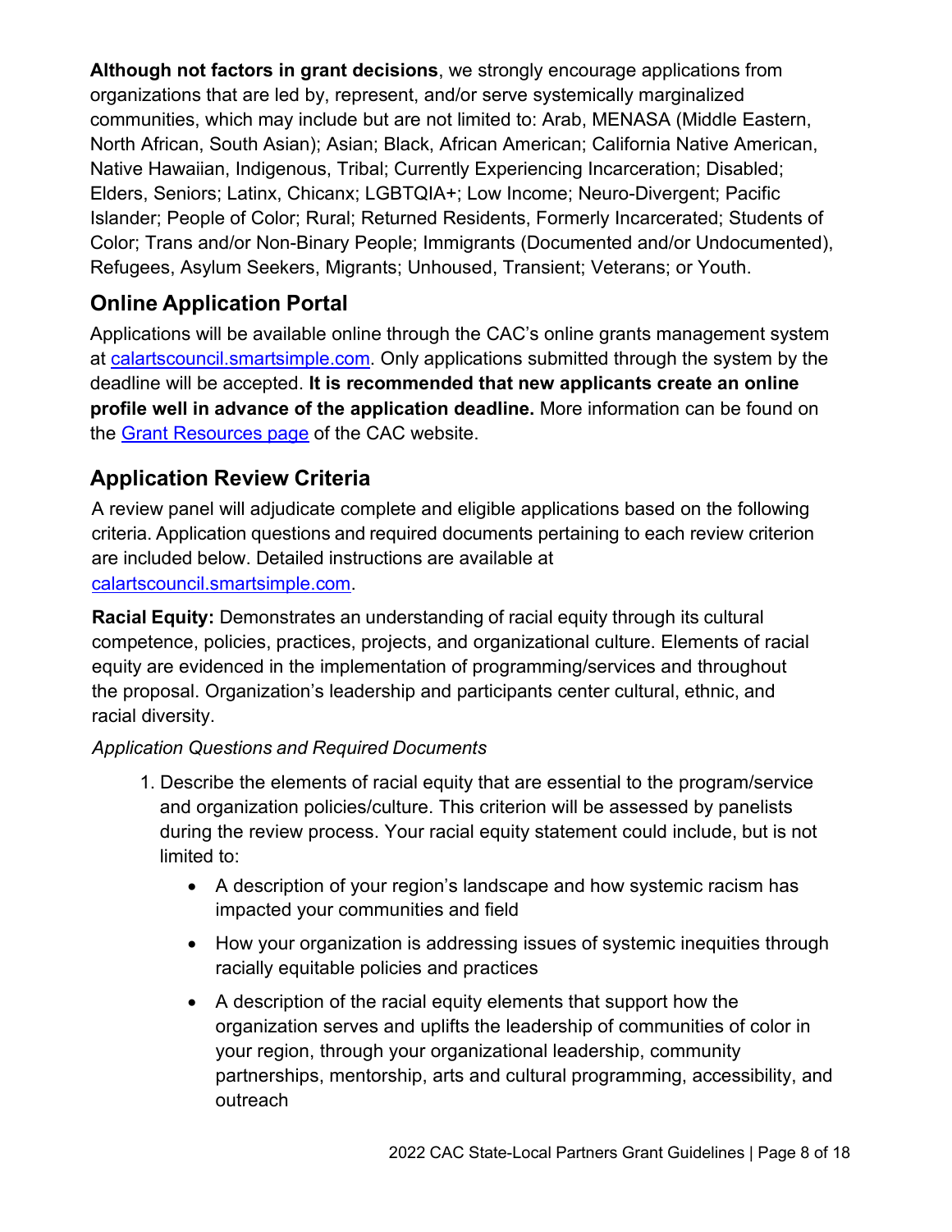**Although not factors in grant decisions**, we strongly encourage applications from organizations that are led by, represent, and/or serve systemically marginalized communities, which may include but are not limited to: Arab, MENASA (Middle Eastern, North African, South Asian); Asian; Black, African American; California Native American, Native Hawaiian, Indigenous, Tribal; Currently Experiencing Incarceration; Disabled; Elders, Seniors; Latinx, Chicanx; LGBTQIA+; Low Income; Neuro-Divergent; Pacific Islander; People of Color; Rural; Returned Residents, Formerly Incarcerated; Students of Color; Trans and/or Non-Binary People; Immigrants (Documented and/or Undocumented), Refugees, Asylum Seekers, Migrants; Unhoused, Transient; Veterans; or Youth.

## Online Application Portal

Applications will be available online through the CAC's online grants management system at [calartscouncil.smartsimple.com](calartscouncil.smartsimple.com). Only applications submitted through the system by the deadline will be accepted. **It is recommended that new applicants create an online profile well in advance of the application deadline.** More information can be found on the [Grant Resources page]() of the CAC website.

## Application Review Criteria

A review panel will adjudicate complete and eligible applications based on the following criteria. Application questions and required documents pertaining to each review criterion are included below. Detailed instructions are available at [calartscouncil.smartsimple.com](calartscouncil.smartsimple.com).

**Racial Equity:** Demonstrates an understanding of racial equity through its cultural competence, policies, practices, projects, and organizational culture. Elements of racial equity are evidenced in the implementation of programming/services and throughout the proposal. Organization's leadership and participants center cultural, ethnic, and racial diversity.

*Application Questions and Required Documents*

1. Describe the elements of racial equity that are essential to the program/service and organization policies/culture. This criterion will be assessed by panelists during the review process. Your racial equity statement could include, but is not limited to:
    - A description of your region's landscape and how systemic racism has impacted your communities and field
    - How your organization is addressing issues of systemic inequities through racially equitable policies and practices
    - A description of the racial equity elements that support how the organization serves and uplifts the leadership of communities of color in your region, through your organizational leadership, community partnerships, mentorship, arts and cultural programming, accessibility, and outreach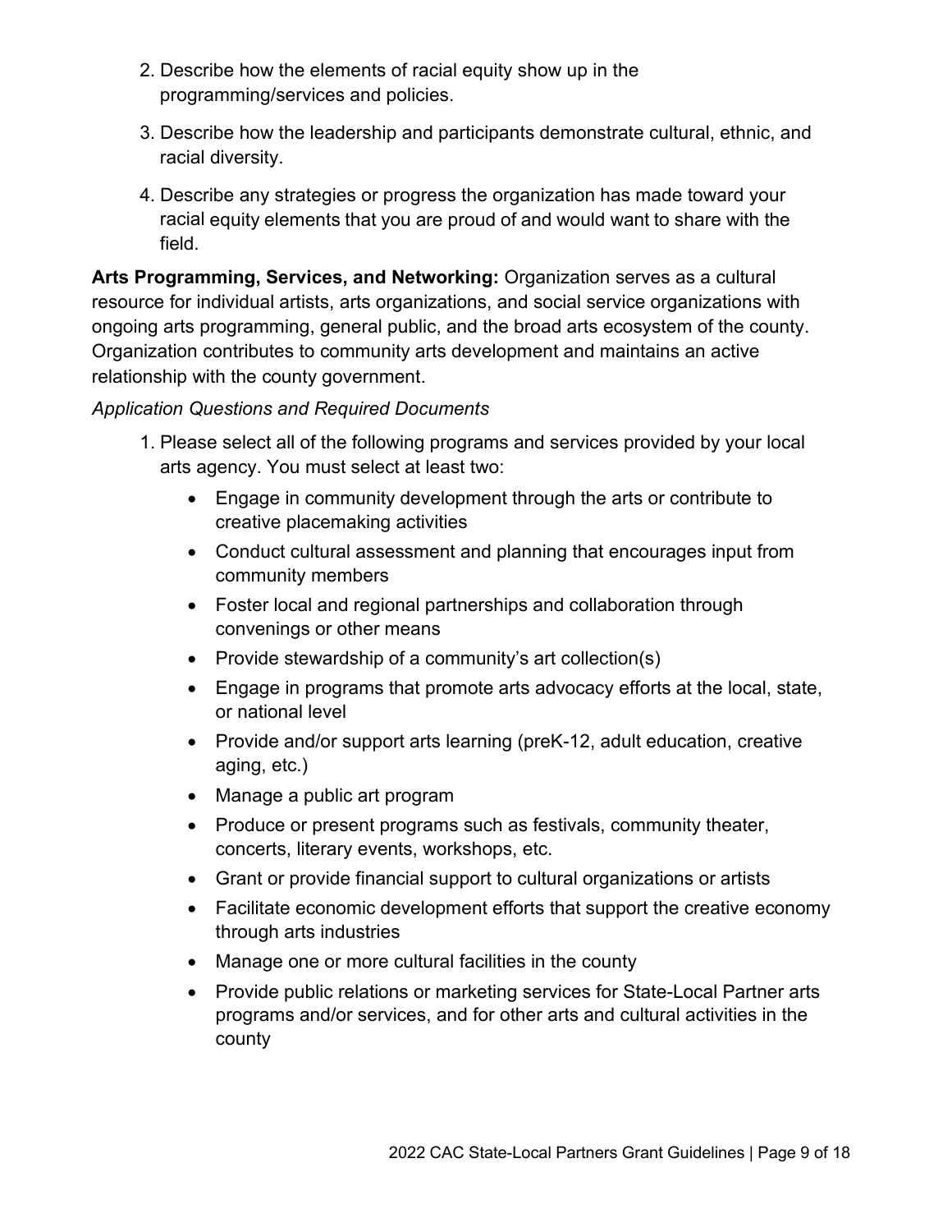2. Describe how the elements of racial equity show up in the programming/services and policies.
3. Describe how the leadership and participants demonstrate cultural, ethnic, and racial diversity.
4. Describe any strategies or progress the organization has made toward your racial equity elements that you are proud of and would want to share with the field.

**Arts Programming, Services, and Networking:** Organization serves as a cultural resource for individual artists, arts organizations, and social service organizations with ongoing arts programming, general public, and the broad arts ecosystem of the county. Organization contributes to community arts development and maintains an active relationship with the county government.

*Application Questions and Required Documents*

1. Please select all of the following programs and services provided by your local arts agency. You must select at least two:
    - Engage in community development through the arts or contribute to creative placemaking activities
    - Conduct cultural assessment and planning that encourages input from community members
    - Foster local and regional partnerships and collaboration through convenings or other means
    - Provide stewardship of a community's art collection(s)
    - Engage in programs that promote arts advocacy efforts at the local, state, or national level
    - Provide and/or support arts learning (preK-12, adult education, creative aging, etc.)
    - Manage a public art program
    - Produce or present programs such as festivals, community theater, concerts, literary events, workshops, etc.
    - Grant or provide financial support to cultural organizations or artists
    - Facilitate economic development efforts that support the creative economy through arts industries
    - Manage one or more cultural facilities in the county
    - Provide public relations or marketing services for State-Local Partner arts programs and/or services, and for other arts and cultural activities in the county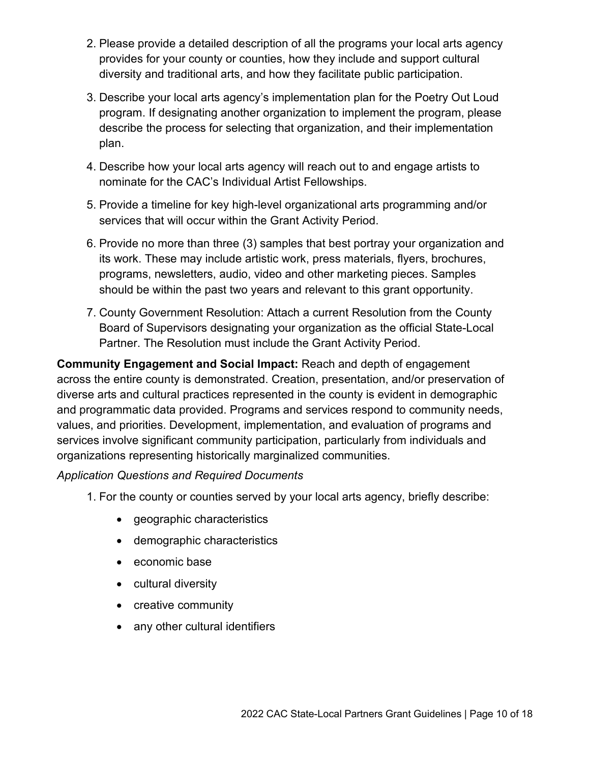2. Please provide a detailed description of all the programs your local arts agency provides for your county or counties, how they include and support cultural diversity and traditional arts, and how they facilitate public participation.
3. Describe your local arts agency's implementation plan for the Poetry Out Loud program. If designating another organization to implement the program, please describe the process for selecting that organization, and their implementation plan.
4. Describe how your local arts agency will reach out to and engage artists to nominate for the CAC's Individual Artist Fellowships.
5. Provide a timeline for key high-level organizational arts programming and/or services that will occur within the Grant Activity Period.
6. Provide no more than three (3) samples that best portray your organization and its work. These may include artistic work, press materials, flyers, brochures, programs, newsletters, audio, video and other marketing pieces. Samples should be within the past two years and relevant to this grant opportunity.
7. County Government Resolution: Attach a current Resolution from the County Board of Supervisors designating your organization as the official State-Local Partner. The Resolution must include the Grant Activity Period.

**Community Engagement and Social Impact:** Reach and depth of engagement across the entire county is demonstrated. Creation, presentation, and/or preservation of diverse arts and cultural practices represented in the county is evident in demographic and programmatic data provided. Programs and services respond to community needs, values, and priorities. Development, implementation, and evaluation of programs and services involve significant community participation, particularly from individuals and organizations representing historically marginalized communities.

*Application Questions and Required Documents*

1. For the county or counties served by your local arts agency, briefly describe:
    - geographic characteristics
    - demographic characteristics
    - economic base
    - cultural diversity
    - creative community
    - any other cultural identifiers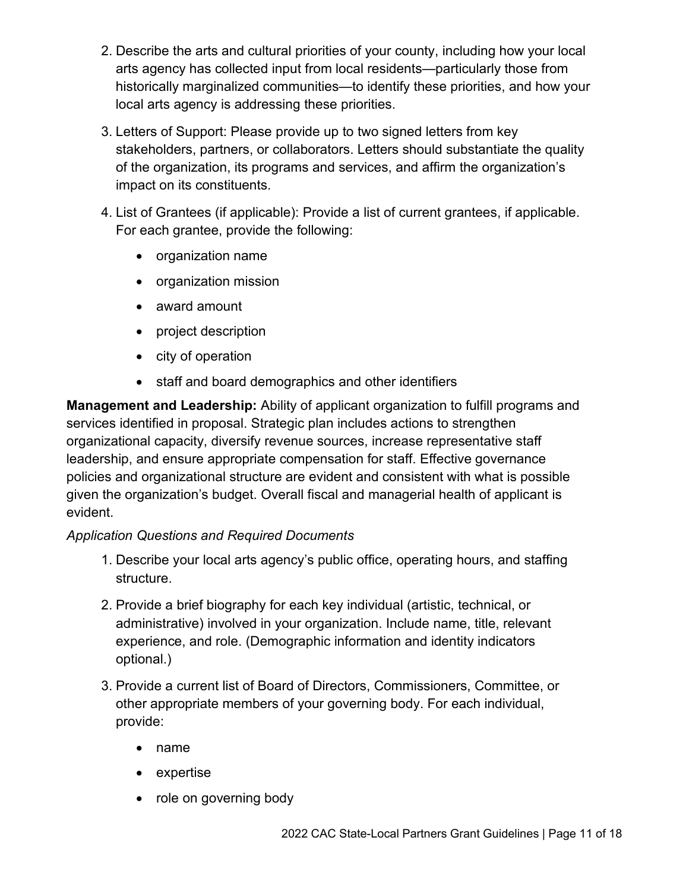2. Describe the arts and cultural priorities of your county, including how your local arts agency has collected input from local residents—particularly those from historically marginalized communities—to identify these priorities, and how your local arts agency is addressing these priorities.

3. Letters of Support: Please provide up to two signed letters from key stakeholders, partners, or collaborators. Letters should substantiate the quality of the organization, its programs and services, and affirm the organization's impact on its constituents.

4. List of Grantees (if applicable): Provide a list of current grantees, if applicable. For each grantee, provide the following:

    - organization name
    - organization mission
    - award amount
    - project description
    - city of operation
    - staff and board demographics and other identifiers

**Management and Leadership:** Ability of applicant organization to fulfill programs and services identified in proposal. Strategic plan includes actions to strengthen organizational capacity, diversify revenue sources, increase representative staff leadership, and ensure appropriate compensation for staff. Effective governance policies and organizational structure are evident and consistent with what is possible given the organization's budget. Overall fiscal and managerial health of applicant is evident.

*Application Questions and Required Documents*

1. Describe your local arts agency's public office, operating hours, and staffing structure.

2. Provide a brief biography for each key individual (artistic, technical, or administrative) involved in your organization. Include name, title, relevant experience, and role. (Demographic information and identity indicators optional.)

3. Provide a current list of Board of Directors, Commissioners, Committee, or other appropriate members of your governing body. For each individual, provide:

    - name
    - expertise
    - role on governing body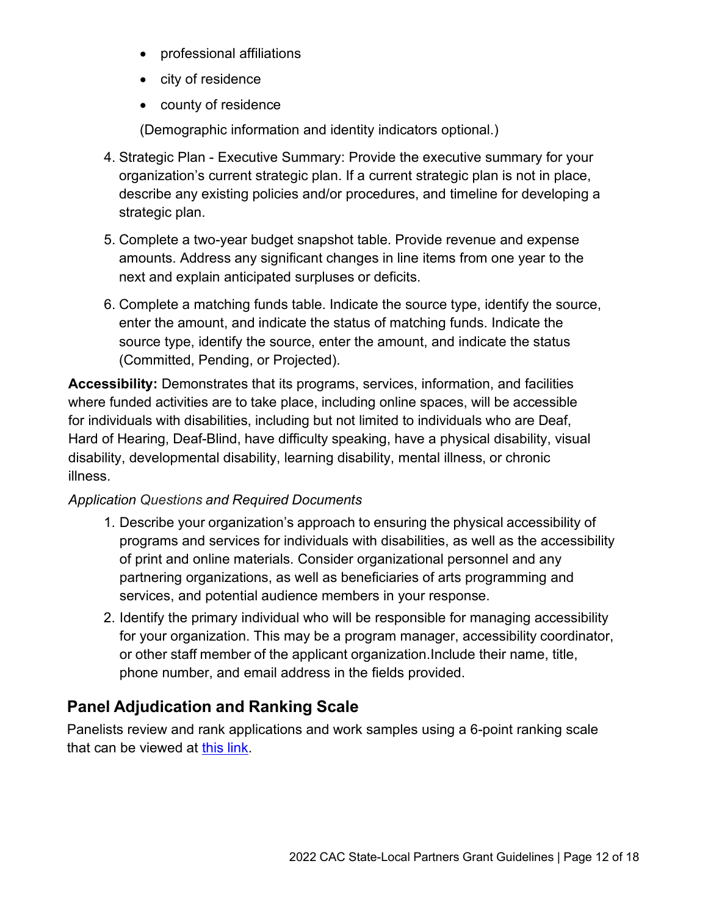- professional affiliations
- city of residence
- county of residence

(Demographic information and identity indicators optional.)

4. Strategic Plan - Executive Summary: Provide the executive summary for your organization's current strategic plan. If a current strategic plan is not in place, describe any existing policies and/or procedures, and timeline for developing a strategic plan.
5. Complete a two-year budget snapshot table. Provide revenue and expense amounts. Address any significant changes in line items from one year to the next and explain anticipated surpluses or deficits.
6. Complete a matching funds table. Indicate the source type, identify the source, enter the amount, and indicate the status of matching funds. Indicate the source type, identify the source, enter the amount, and indicate the status (Committed, Pending, or Projected).

**Accessibility:** Demonstrates that its programs, services, information, and facilities where funded activities are to take place, including online spaces, will be accessible for individuals with disabilities, including but not limited to individuals who are Deaf, Hard of Hearing, Deaf-Blind, have difficulty speaking, have a physical disability, visual disability, developmental disability, learning disability, mental illness, or chronic illness.

*Application Questions and Required Documents*

1. Describe your organization's approach to ensuring the physical accessibility of programs and services for individuals with disabilities, as well as the accessibility of print and online materials. Consider organizational personnel and any partnering organizations, as well as beneficiaries of arts programming and services, and potential audience members in your response.
2. Identify the primary individual who will be responsible for managing accessibility for your organization. This may be a program manager, accessibility coordinator, or other staff member of the applicant organization.Include their name, title, phone number, and email address in the fields provided.

## Panel Adjudication and Ranking Scale

Panelists review and rank applications and work samples using a 6-point ranking scale that can be viewed at this link.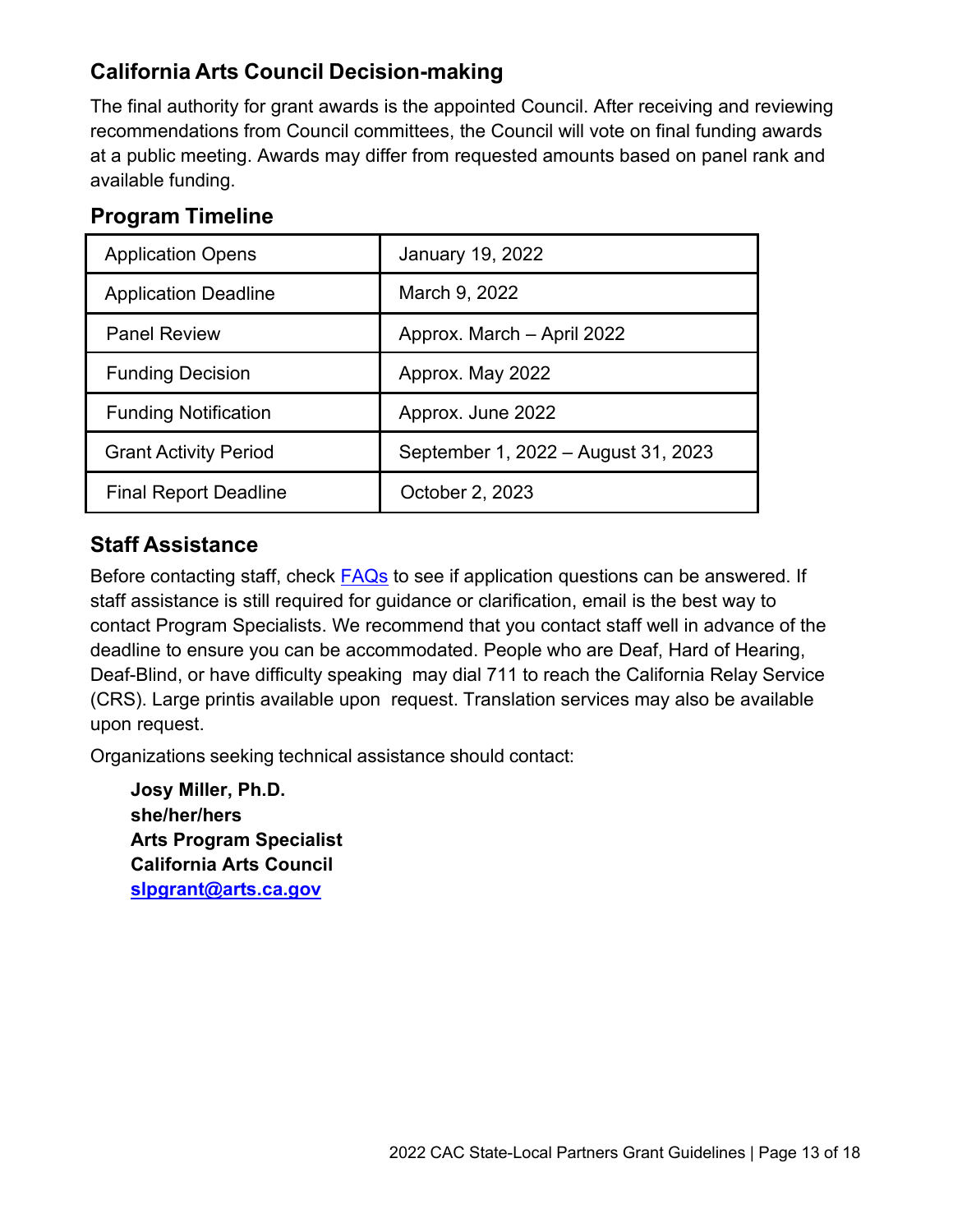## California Arts Council Decision-making

The final authority for grant awards is the appointed Council. After receiving and reviewing recommendations from Council committees, the Council will vote on final funding awards at a public meeting. Awards may differ from requested amounts based on panel rank and available funding.

## Program Timeline

| | |
|---|---|
| Application Opens | January 19, 2022 |
| Application Deadline | March 9, 2022 |
| Panel Review | Approx. March – April 2022 |
| Funding Decision | Approx. May 2022 |
| Funding Notification | Approx. June 2022 |
| Grant Activity Period | September 1, 2022 – August 31, 2023 |
| Final Report Deadline | October 2, 2023 |

## Staff Assistance

Before contacting staff, check [FAQs](FAQs) to see if application questions can be answered. If staff assistance is still required for guidance or clarification, email is the best way to contact Program Specialists. We recommend that you contact staff well in advance of the deadline to ensure you can be accommodated. People who are Deaf, Hard of Hearing, Deaf-Blind, or have difficulty speaking may dial 711 to reach the California Relay Service (CRS). Large printis available upon request. Translation services may also be available upon request.

Organizations seeking technical assistance should contact:

**Josy Miller, Ph.D.**
**she/her/hers**
**Arts Program Specialist**
**California Arts Council**
**[slpgrant@arts.ca.gov](mailto:slpgrant@arts.ca.gov)**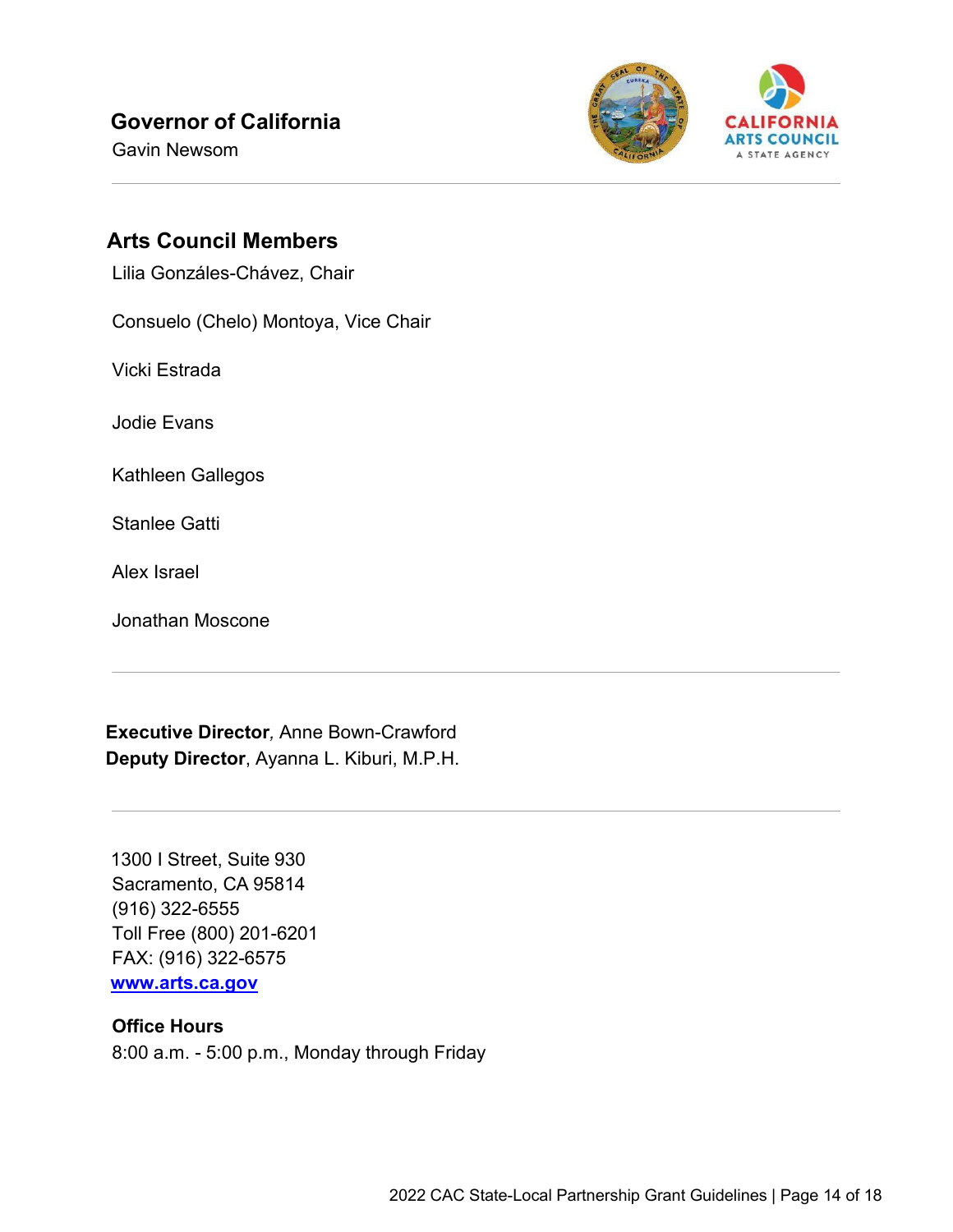## Governor of California

Gavin Newsom

---

## Arts Council Members

Lilia Gonzáles-Chávez, Chair

Consuelo (Chelo) Montoya, Vice Chair

Vicki Estrada

Jodie Evans

Kathleen Gallegos

Stanlee Gatti

Alex Israel

Jonathan Moscone

---

**Executive Director**, Anne Bown-Crawford
**Deputy Director**, Ayanna L. Kiburi, M.P.H.

---

1300 I Street, Suite 930
Sacramento, CA 95814
(916) 322-6555
Toll Free (800) 201-6201
FAX: (916) 322-6575
**[www.arts.ca.gov](http://www.arts.ca.gov)**

**Office Hours**
8:00 a.m. - 5:00 p.m., Monday through Friday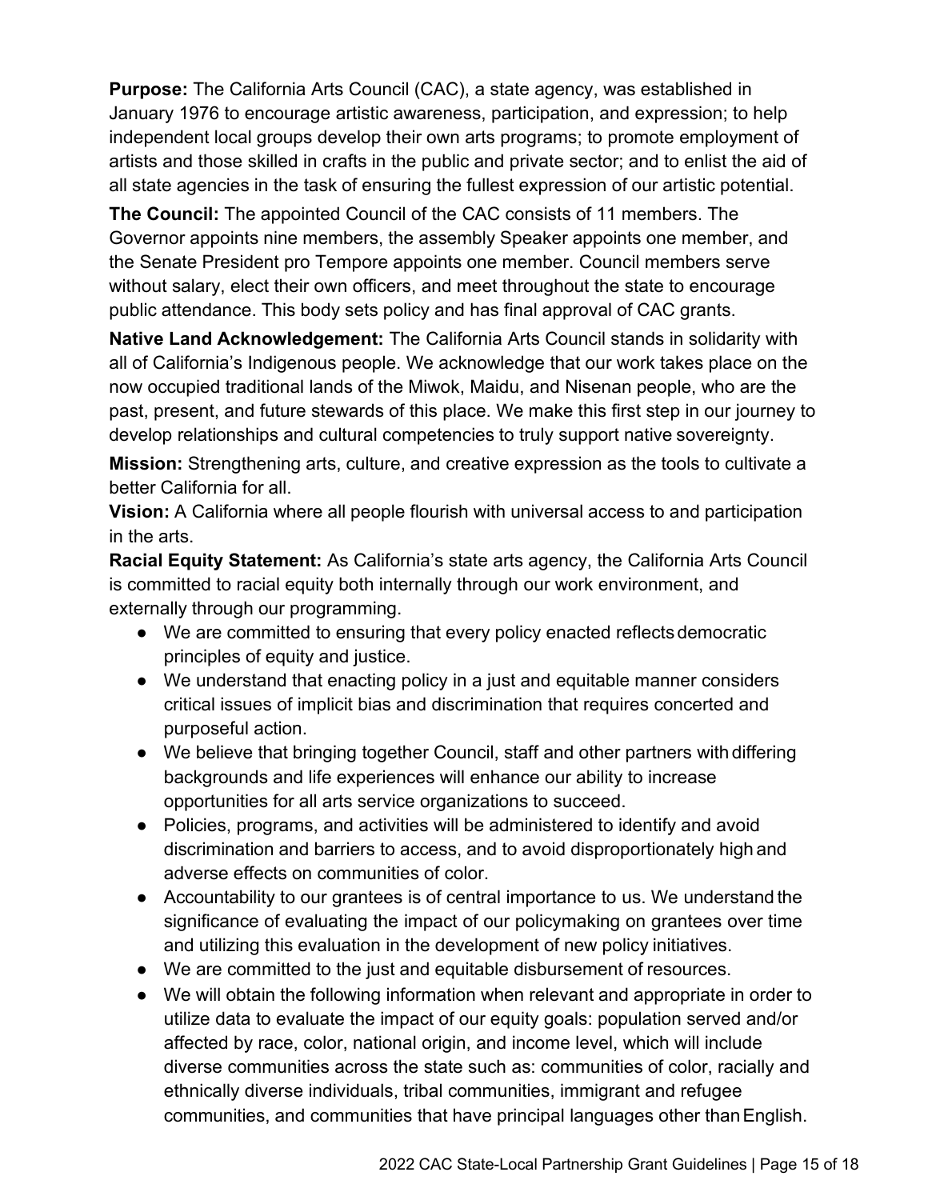**Purpose:** The California Arts Council (CAC), a state agency, was established in January 1976 to encourage artistic awareness, participation, and expression; to help independent local groups develop their own arts programs; to promote employment of artists and those skilled in crafts in the public and private sector; and to enlist the aid of all state agencies in the task of ensuring the fullest expression of our artistic potential.

**The Council:** The appointed Council of the CAC consists of 11 members. The Governor appoints nine members, the assembly Speaker appoints one member, and the Senate President pro Tempore appoints one member. Council members serve without salary, elect their own officers, and meet throughout the state to encourage public attendance. This body sets policy and has final approval of CAC grants.

**Native Land Acknowledgement:** The California Arts Council stands in solidarity with all of California's Indigenous people. We acknowledge that our work takes place on the now occupied traditional lands of the Miwok, Maidu, and Nisenan people, who are the past, present, and future stewards of this place. We make this first step in our journey to develop relationships and cultural competencies to truly support native sovereignty.

**Mission:** Strengthening arts, culture, and creative expression as the tools to cultivate a better California for all.

**Vision:** A California where all people flourish with universal access to and participation in the arts.

**Racial Equity Statement:** As California's state arts agency, the California Arts Council is committed to racial equity both internally through our work environment, and externally through our programming.

- We are committed to ensuring that every policy enacted reflects democratic principles of equity and justice.
- We understand that enacting policy in a just and equitable manner considers critical issues of implicit bias and discrimination that requires concerted and purposeful action.
- We believe that bringing together Council, staff and other partners with differing backgrounds and life experiences will enhance our ability to increase opportunities for all arts service organizations to succeed.
- Policies, programs, and activities will be administered to identify and avoid discrimination and barriers to access, and to avoid disproportionately high and adverse effects on communities of color.
- Accountability to our grantees is of central importance to us. We understand the significance of evaluating the impact of our policymaking on grantees over time and utilizing this evaluation in the development of new policy initiatives.
- We are committed to the just and equitable disbursement of resources.
- We will obtain the following information when relevant and appropriate in order to utilize data to evaluate the impact of our equity goals: population served and/or affected by race, color, national origin, and income level, which will include diverse communities across the state such as: communities of color, racially and ethnically diverse individuals, tribal communities, immigrant and refugee communities, and communities that have principal languages other than English.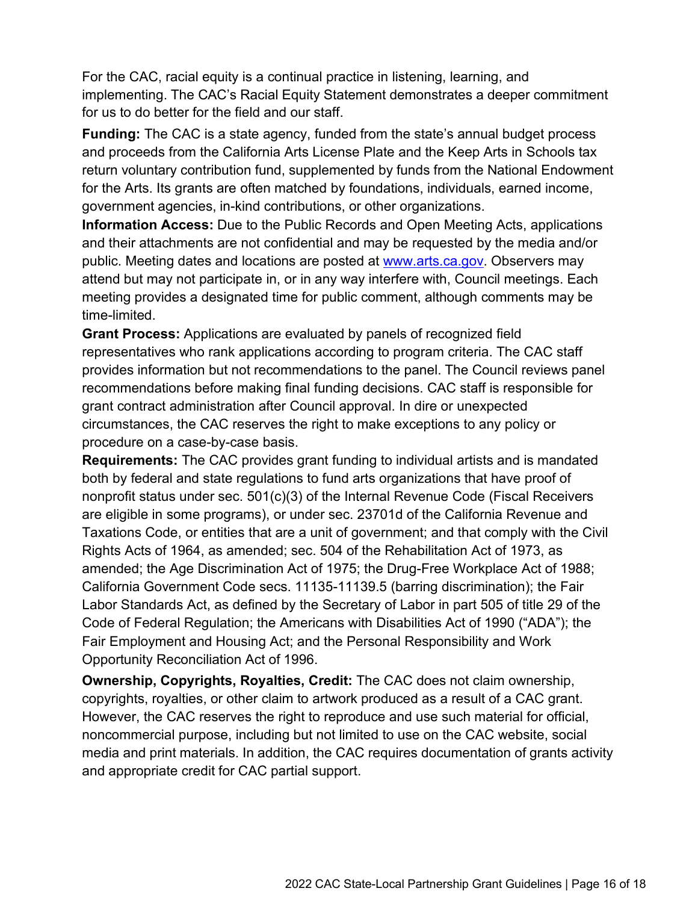For the CAC, racial equity is a continual practice in listening, learning, and implementing. The CAC's Racial Equity Statement demonstrates a deeper commitment for us to do better for the field and our staff.

**Funding:** The CAC is a state agency, funded from the state's annual budget process and proceeds from the California Arts License Plate and the Keep Arts in Schools tax return voluntary contribution fund, supplemented by funds from the National Endowment for the Arts. Its grants are often matched by foundations, individuals, earned income, government agencies, in-kind contributions, or other organizations.

**Information Access:** Due to the Public Records and Open Meeting Acts, applications and their attachments are not confidential and may be requested by the media and/or public. Meeting dates and locations are posted at [www.arts.ca.gov](http://www.arts.ca.gov). Observers may attend but may not participate in, or in any way interfere with, Council meetings. Each meeting provides a designated time for public comment, although comments may be time-limited.

**Grant Process:** Applications are evaluated by panels of recognized field representatives who rank applications according to program criteria. The CAC staff provides information but not recommendations to the panel. The Council reviews panel recommendations before making final funding decisions. CAC staff is responsible for grant contract administration after Council approval. In dire or unexpected circumstances, the CAC reserves the right to make exceptions to any policy or procedure on a case-by-case basis.

**Requirements:** The CAC provides grant funding to individual artists and is mandated both by federal and state regulations to fund arts organizations that have proof of nonprofit status under sec. 501(c)(3) of the Internal Revenue Code (Fiscal Receivers are eligible in some programs), or under sec. 23701d of the California Revenue and Taxations Code, or entities that are a unit of government; and that comply with the Civil Rights Acts of 1964, as amended; sec. 504 of the Rehabilitation Act of 1973, as amended; the Age Discrimination Act of 1975; the Drug-Free Workplace Act of 1988; California Government Code secs. 11135-11139.5 (barring discrimination); the Fair Labor Standards Act, as defined by the Secretary of Labor in part 505 of title 29 of the Code of Federal Regulation; the Americans with Disabilities Act of 1990 ("ADA"); the Fair Employment and Housing Act; and the Personal Responsibility and Work Opportunity Reconciliation Act of 1996.

**Ownership, Copyrights, Royalties, Credit:** The CAC does not claim ownership, copyrights, royalties, or other claim to artwork produced as a result of a CAC grant. However, the CAC reserves the right to reproduce and use such material for official, noncommercial purpose, including but not limited to use on the CAC website, social media and print materials. In addition, the CAC requires documentation of grants activity and appropriate credit for CAC partial support.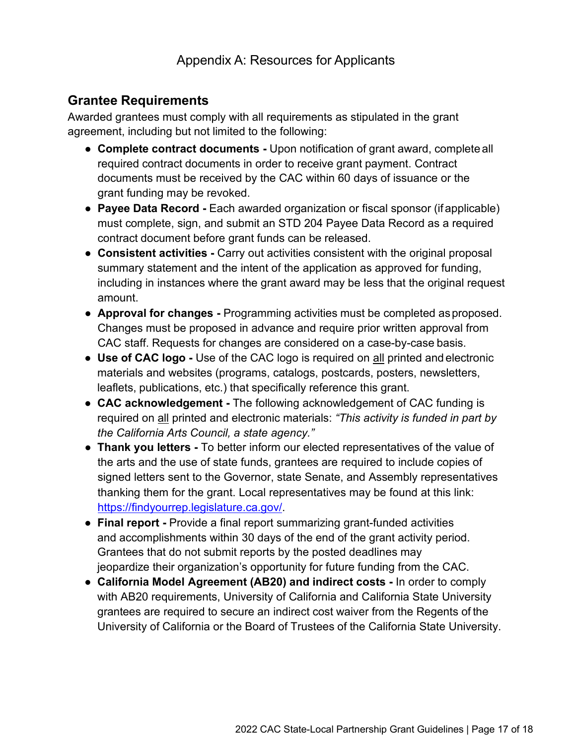# Appendix A: Resources for Applicants

## Grantee Requirements

Awarded grantees must comply with all requirements as stipulated in the grant agreement, including but not limited to the following:

- **Complete contract documents -** Upon notification of grant award, complete all required contract documents in order to receive grant payment. Contract documents must be received by the CAC within 60 days of issuance or the grant funding may be revoked.
- **Payee Data Record -** Each awarded organization or fiscal sponsor (if applicable) must complete, sign, and submit an STD 204 Payee Data Record as a required contract document before grant funds can be released.
- **Consistent activities -** Carry out activities consistent with the original proposal summary statement and the intent of the application as approved for funding, including in instances where the grant award may be less that the original request amount.
- **Approval for changes -** Programming activities must be completed as proposed. Changes must be proposed in advance and require prior written approval from CAC staff. Requests for changes are considered on a case-by-case basis.
- **Use of CAC logo -** Use of the CAC logo is required on all printed and electronic materials and websites (programs, catalogs, postcards, posters, newsletters, leaflets, publications, etc.) that specifically reference this grant.
- **CAC acknowledgement -** The following acknowledgement of CAC funding is required on all printed and electronic materials: *"This activity is funded in part by the California Arts Council, a state agency."*
- **Thank you letters -** To better inform our elected representatives of the value of the arts and the use of state funds, grantees are required to include copies of signed letters sent to the Governor, state Senate, and Assembly representatives thanking them for the grant. Local representatives may be found at this link: [https://findyourrep.legislature.ca.gov/](https://findyourrep.legislature.ca.gov/).
- **Final report -** Provide a final report summarizing grant-funded activities and accomplishments within 30 days of the end of the grant activity period. Grantees that do not submit reports by the posted deadlines may jeopardize their organization's opportunity for future funding from the CAC.
- **California Model Agreement (AB20) and indirect costs -** In order to comply with AB20 requirements, University of California and California State University grantees are required to secure an indirect cost waiver from the Regents of the University of California or the Board of Trustees of the California State University.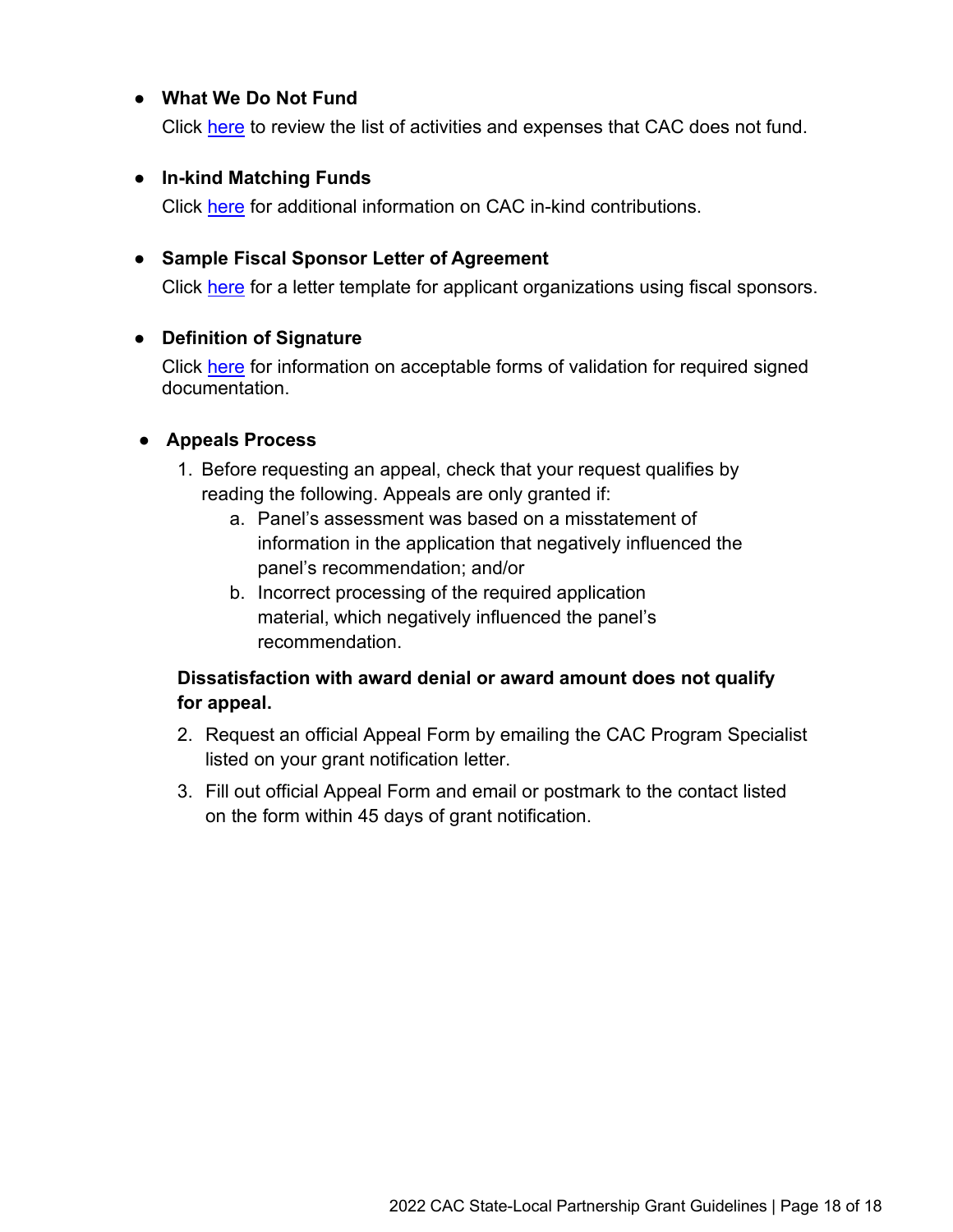- **What We Do Not Fund**

  Click here to review the list of activities and expenses that CAC does not fund.

- **In-kind Matching Funds**

  Click here for additional information on CAC in-kind contributions.

- **Sample Fiscal Sponsor Letter of Agreement**

  Click here for a letter template for applicant organizations using fiscal sponsors.

- **Definition of Signature**

  Click here for information on acceptable forms of validation for required signed documentation.

- **Appeals Process**

  1. Before requesting an appeal, check that your request qualifies by reading the following. Appeals are only granted if:
     a. Panel's assessment was based on a misstatement of information in the application that negatively influenced the panel's recommendation; and/or
     b. Incorrect processing of the required application material, which negatively influenced the panel's recommendation.

  **Dissatisfaction with award denial or award amount does not qualify for appeal.**

  2. Request an official Appeal Form by emailing the CAC Program Specialist listed on your grant notification letter.
  3. Fill out official Appeal Form and email or postmark to the contact listed on the form within 45 days of grant notification.